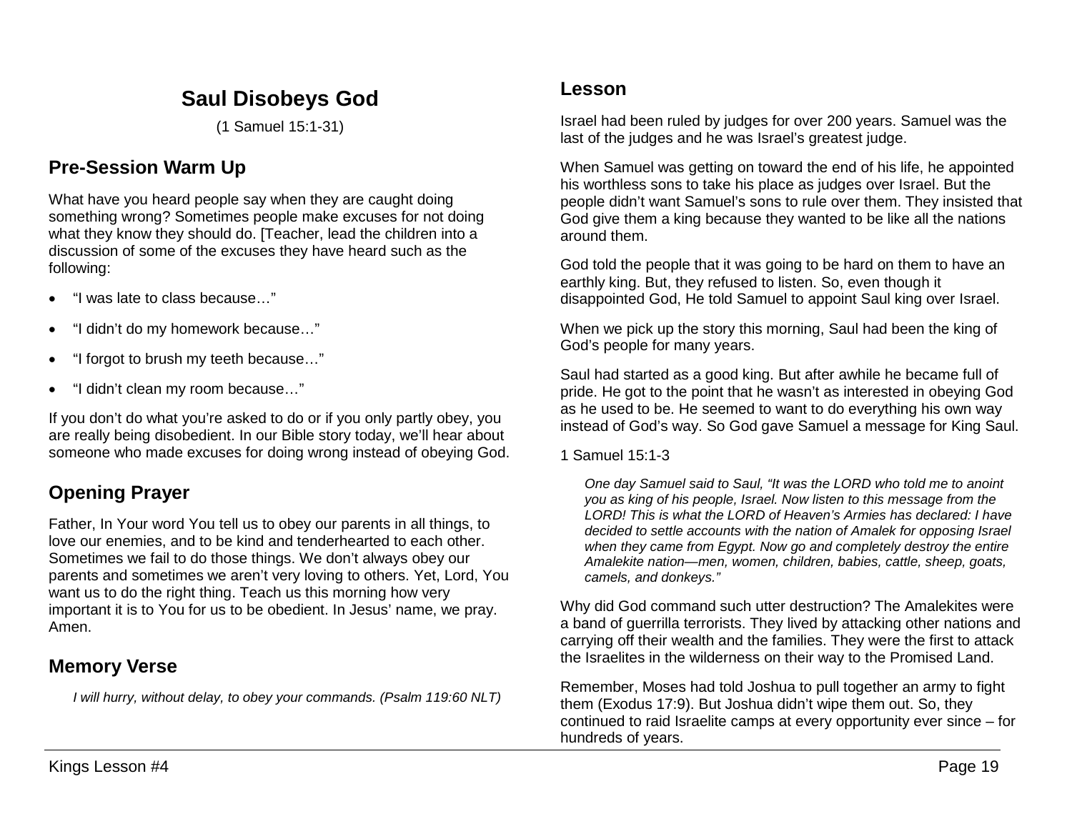# Saul Disobeys God

(1 Samuel 15:1-31)

## Pre-Session Warm Up

What have you heard people say when they are caught doing something wrong? Sometimes people make excuses for not doing what they know they should do. [Teacher, lead the children into a discussion of some of the excuses they have heard such as the following:

- "I was late to class because…"
- "I didn't do my homework because…"
- "I forgot to brush my teeth because…"
- "I didn't clean my room because…"

If you don't do what you're asked to do or if you only partly obey, you are really being disobedient. In our Bible story today, we'll hear about someone who made excuses for doing wrong instead of obeying God.

## Opening Prayer

Father, In Your word You tell us to obey our parents in all things, to love our enemies, and to be kind and tenderhearted to each other. Sometimes we fail to do those things. We don't always obey our parents and sometimes we aren't very loving to others. Yet, Lord, You want us to do the right thing. Teach us this morning how very important it is to You for us to be obedient. In Jesus' name, we pray. Amen.

## Memory Verse

> *I will hurry, without delay, to obey your commands. (Psalm 119:60 NLT)*

## Lesson

Israel had been ruled by judges for over 200 years. Samuel was the last of the judges and he was Israel's greatest judge.

When Samuel was getting on toward the end of his life, he appointed his worthless sons to take his place as judges over Israel. But the people didn't want Samuel's sons to rule over them. They insisted that God give them a king because they wanted to be like all the nations around them.

God told the people that it was going to be hard on them to have an earthly king. But, they refused to listen. So, even though it disappointed God, He told Samuel to appoint Saul king over Israel.

When we pick up the story this morning, Saul had been the king of God's people for many years.

Saul had started as a good king. But after awhile he became full of pride. He got to the point that he wasn't as interested in obeying God as he used to be. He seemed to want to do everything his own way instead of God's way. So God gave Samuel a message for King Saul.

1 Samuel 15:1-3

> *One day Samuel said to Saul, "It was the LORD who told me to anoint you as king of his people, Israel. Now listen to this message from the LORD! This is what the LORD of Heaven's Armies has declared: I have decided to settle accounts with the nation of Amalek for opposing Israel when they came from Egypt. Now go and completely destroy the entire Amalekite nation—men, women, children, babies, cattle, sheep, goats, camels, and donkeys."*

Why did God command such utter destruction? The Amalekites were a band of guerrilla terrorists. They lived by attacking other nations and carrying off their wealth and the families. They were the first to attack the Israelites in the wilderness on their way to the Promised Land.

Remember, Moses had told Joshua to pull together an army to fight them (Exodus 17:9). But Joshua didn't wipe them out. So, they continued to raid Israelite camps at every opportunity ever since – for hundreds of years.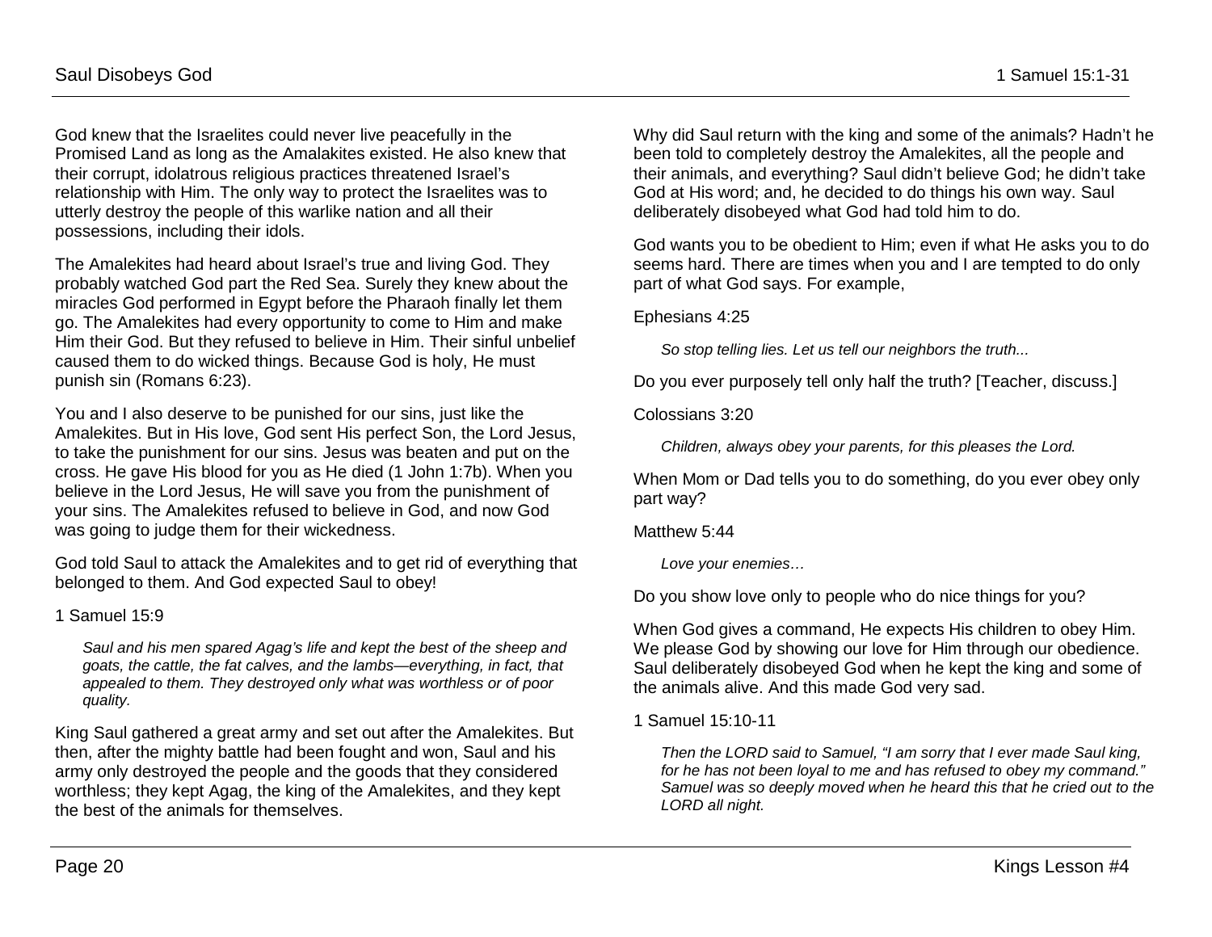God knew that the Israelites could never live peacefully in the Promised Land as long as the Amalakites existed. He also knew that their corrupt, idolatrous religious practices threatened Israel's relationship with Him. The only way to protect the Israelites was to utterly destroy the people of this warlike nation and all their possessions, including their idols.

The Amalekites had heard about Israel's true and living God. They probably watched God part the Red Sea. Surely they knew about the miracles God performed in Egypt before the Pharaoh finally let them go. The Amalekites had every opportunity to come to Him and make Him their God. But they refused to believe in Him. Their sinful unbelief caused them to do wicked things. Because God is holy, He must punish sin (Romans 6:23).

You and I also deserve to be punished for our sins, just like the Amalekites. But in His love, God sent His perfect Son, the Lord Jesus, to take the punishment for our sins. Jesus was beaten and put on the cross. He gave His blood for you as He died (1 John 1:7b). When you believe in the Lord Jesus, He will save you from the punishment of your sins. The Amalekites refused to believe in God, and now God was going to judge them for their wickedness.

God told Saul to attack the Amalekites and to get rid of everything that belonged to them. And God expected Saul to obey!

1 Samuel 15:9

> *Saul and his men spared Agag's life and kept the best of the sheep and goats, the cattle, the fat calves, and the lambs—everything, in fact, that appealed to them. They destroyed only what was worthless or of poor quality.*

King Saul gathered a great army and set out after the Amalekites. But then, after the mighty battle had been fought and won, Saul and his army only destroyed the people and the goods that they considered worthless; they kept Agag, the king of the Amalekites, and they kept the best of the animals for themselves.

Why did Saul return with the king and some of the animals? Hadn't he been told to completely destroy the Amalekites, all the people and their animals, and everything? Saul didn't believe God; he didn't take God at His word; and, he decided to do things his own way. Saul deliberately disobeyed what God had told him to do.

God wants you to be obedient to Him; even if what He asks you to do seems hard. There are times when you and I are tempted to do only part of what God says. For example,

Ephesians 4:25

> *So stop telling lies. Let us tell our neighbors the truth...*

Do you ever purposely tell only half the truth? [Teacher, discuss.]

Colossians 3:20

> *Children, always obey your parents, for this pleases the Lord.*

When Mom or Dad tells you to do something, do you ever obey only part way?

Matthew 5:44

> *Love your enemies…*

Do you show love only to people who do nice things for you?

When God gives a command, He expects His children to obey Him. We please God by showing our love for Him through our obedience. Saul deliberately disobeyed God when he kept the king and some of the animals alive. And this made God very sad.

1 Samuel 15:10-11

> *Then the LORD said to Samuel, "I am sorry that I ever made Saul king, for he has not been loyal to me and has refused to obey my command." Samuel was so deeply moved when he heard this that he cried out to the LORD all night.*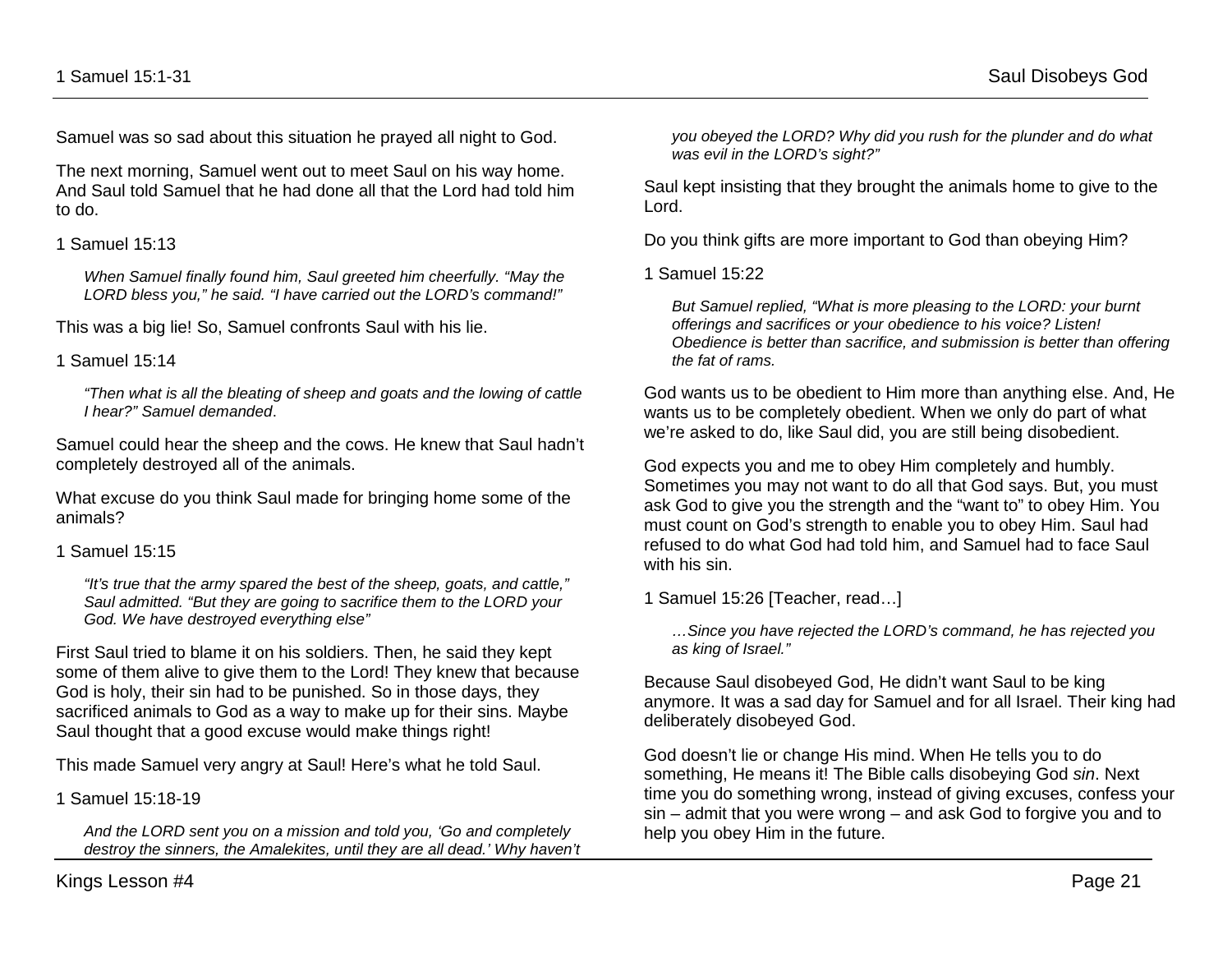Samuel was so sad about this situation he prayed all night to God.

The next morning, Samuel went out to meet Saul on his way home. And Saul told Samuel that he had done all that the Lord had told him to do.

1 Samuel 15:13

> *When Samuel finally found him, Saul greeted him cheerfully. "May the LORD bless you," he said. "I have carried out the LORD's command!"*

This was a big lie! So, Samuel confronts Saul with his lie.

1 Samuel 15:14

> *"Then what is all the bleating of sheep and goats and the lowing of cattle I hear?" Samuel demanded*.

Samuel could hear the sheep and the cows. He knew that Saul hadn't completely destroyed all of the animals.

What excuse do you think Saul made for bringing home some of the animals?

1 Samuel 15:15

> *"It's true that the army spared the best of the sheep, goats, and cattle," Saul admitted. "But they are going to sacrifice them to the LORD your God. We have destroyed everything else"*

First Saul tried to blame it on his soldiers. Then, he said they kept some of them alive to give them to the Lord! They knew that because God is holy, their sin had to be punished. So in those days, they sacrificed animals to God as a way to make up for their sins. Maybe Saul thought that a good excuse would make things right!

This made Samuel very angry at Saul! Here's what he told Saul.

1 Samuel 15:18-19

> *And the LORD sent you on a mission and told you, 'Go and completely destroy the sinners, the Amalekites, until they are all dead.' Why haven't you obeyed the LORD? Why did you rush for the plunder and do what was evil in the LORD's sight?"*

Saul kept insisting that they brought the animals home to give to the Lord.

Do you think gifts are more important to God than obeying Him?

1 Samuel 15:22

> *But Samuel replied, "What is more pleasing to the LORD: your burnt offerings and sacrifices or your obedience to his voice? Listen! Obedience is better than sacrifice, and submission is better than offering the fat of rams.*

God wants us to be obedient to Him more than anything else. And, He wants us to be completely obedient. When we only do part of what we're asked to do, like Saul did, you are still being disobedient.

God expects you and me to obey Him completely and humbly. Sometimes you may not want to do all that God says. But, you must ask God to give you the strength and the "want to" to obey Him. You must count on God's strength to enable you to obey Him. Saul had refused to do what God had told him, and Samuel had to face Saul with his sin.

1 Samuel 15:26 [Teacher, read…]

> *…Since you have rejected the LORD's command, he has rejected you as king of Israel."*

Because Saul disobeyed God, He didn't want Saul to be king anymore. It was a sad day for Samuel and for all Israel. Their king had deliberately disobeyed God.

God doesn't lie or change His mind. When He tells you to do something, He means it! The Bible calls disobeying God *sin*. Next time you do something wrong, instead of giving excuses, confess your sin – admit that you were wrong – and ask God to forgive you and to help you obey Him in the future.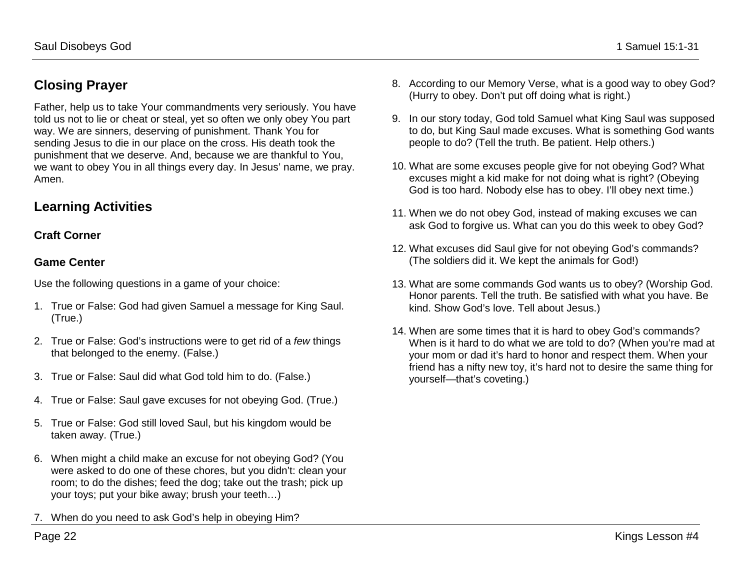## Closing Prayer

Father, help us to take Your commandments very seriously. You have told us not to lie or cheat or steal, yet so often we only obey You part way. We are sinners, deserving of punishment. Thank You for sending Jesus to die in our place on the cross. His death took the punishment that we deserve. And, because we are thankful to You, we want to obey You in all things every day. In Jesus' name, we pray. Amen.

## Learning Activities

### Craft Corner

### Game Center

Use the following questions in a game of your choice:

1. True or False: God had given Samuel a message for King Saul. (True.)
2. True or False: God's instructions were to get rid of a *few* things that belonged to the enemy. (False.)
3. True or False: Saul did what God told him to do. (False.)
4. True or False: Saul gave excuses for not obeying God. (True.)
5. True or False: God still loved Saul, but his kingdom would be taken away. (True.)
6. When might a child make an excuse for not obeying God? (You were asked to do one of these chores, but you didn't: clean your room; to do the dishes; feed the dog; take out the trash; pick up your toys; put your bike away; brush your teeth…)
7. When do you need to ask God's help in obeying Him?
8. According to our Memory Verse, what is a good way to obey God? (Hurry to obey. Don't put off doing what is right.)
9. In our story today, God told Samuel what King Saul was supposed to do, but King Saul made excuses. What is something God wants people to do? (Tell the truth. Be patient. Help others.)
10. What are some excuses people give for not obeying God? What excuses might a kid make for not doing what is right? (Obeying God is too hard. Nobody else has to obey. I'll obey next time.)
11. When we do not obey God, instead of making excuses we can ask God to forgive us. What can you do this week to obey God?
12. What excuses did Saul give for not obeying God's commands? (The soldiers did it. We kept the animals for God!)
13. What are some commands God wants us to obey? (Worship God. Honor parents. Tell the truth. Be satisfied with what you have. Be kind. Show God's love. Tell about Jesus.)
14. When are some times that it is hard to obey God's commands? When is it hard to do what we are told to do? (When you're mad at your mom or dad it's hard to honor and respect them. When your friend has a nifty new toy, it's hard not to desire the same thing for yourself—that's coveting.)